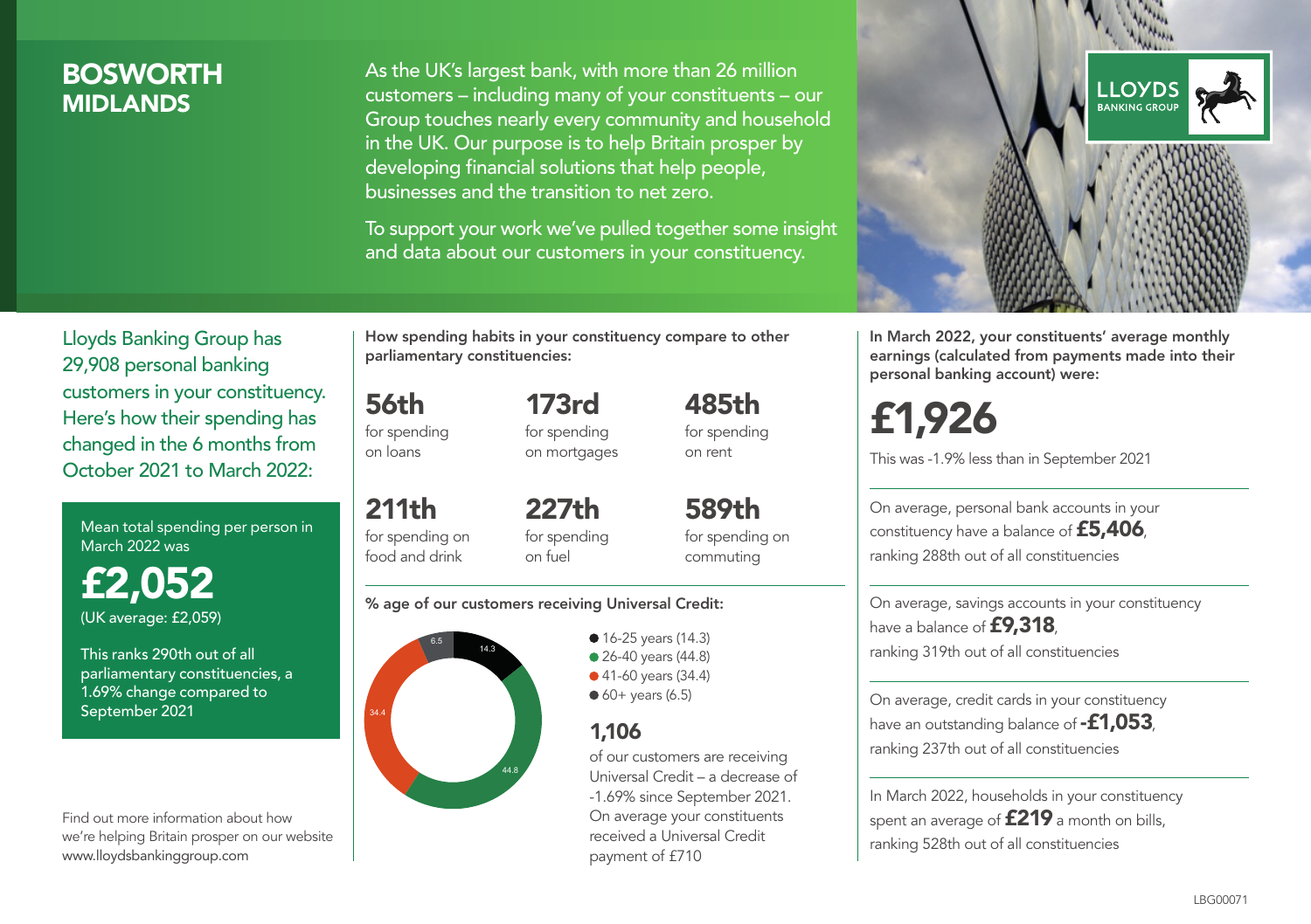# BOSWORTH
## MIDLANDS

As the UK's largest bank, with more than 26 million customers – including many of your constituents – our Group touches nearly every community and household in the UK. Our purpose is to help Britain prosper by developing financial solutions that help people, businesses and the transition to net zero.

To support your work we've pulled together some insight and data about our customers in your constituency.

LLOYDS BANKING GROUP

Lloyds Banking Group has 29,908 personal banking customers in your constituency. Here's how their spending has changed in the 6 months from October 2021 to March 2022:

Mean total spending per person in March 2022 was

**£2,052**
(UK average: £2,059)

This ranks 290th out of all parliamentary constituencies, a 1.69% change compared to September 2021

Find out more information about how we're helping Britain prosper on our website www.lloydsbankinggroup.com

**How spending habits in your constituency compare to other parliamentary constituencies:**

**56th** for spending on loans

**173rd** for spending on mortgages

**485th** for spending on rent

**211th** for spending on food and drink

**227th** for spending on fuel

**589th** for spending on commuting

**% age of our customers receiving Universal Credit:**

6.5
14.3
34.4
44.8

- 16-25 years (14.3)
- 26-40 years (44.8)
- 41-60 years (34.4)
- 60+ years (6.5)

**1,106**
of our customers are receiving Universal Credit – a decrease of -1.69% since September 2021. On average your constituents received a Universal Credit payment of £710

**In March 2022, your constituents' average monthly earnings (calculated from payments made into their personal banking account) were:**

**£1,926**

This was -1.9% less than in September 2021

On average, personal bank accounts in your constituency have a balance of **£5,406**, ranking 288th out of all constituencies

On average, savings accounts in your constituency have a balance of **£9,318**, ranking 319th out of all constituencies

On average, credit cards in your constituency have an outstanding balance of **-£1,053**, ranking 237th out of all constituencies

In March 2022, households in your constituency spent an average of **£219** a month on bills, ranking 528th out of all constituencies

LBG00071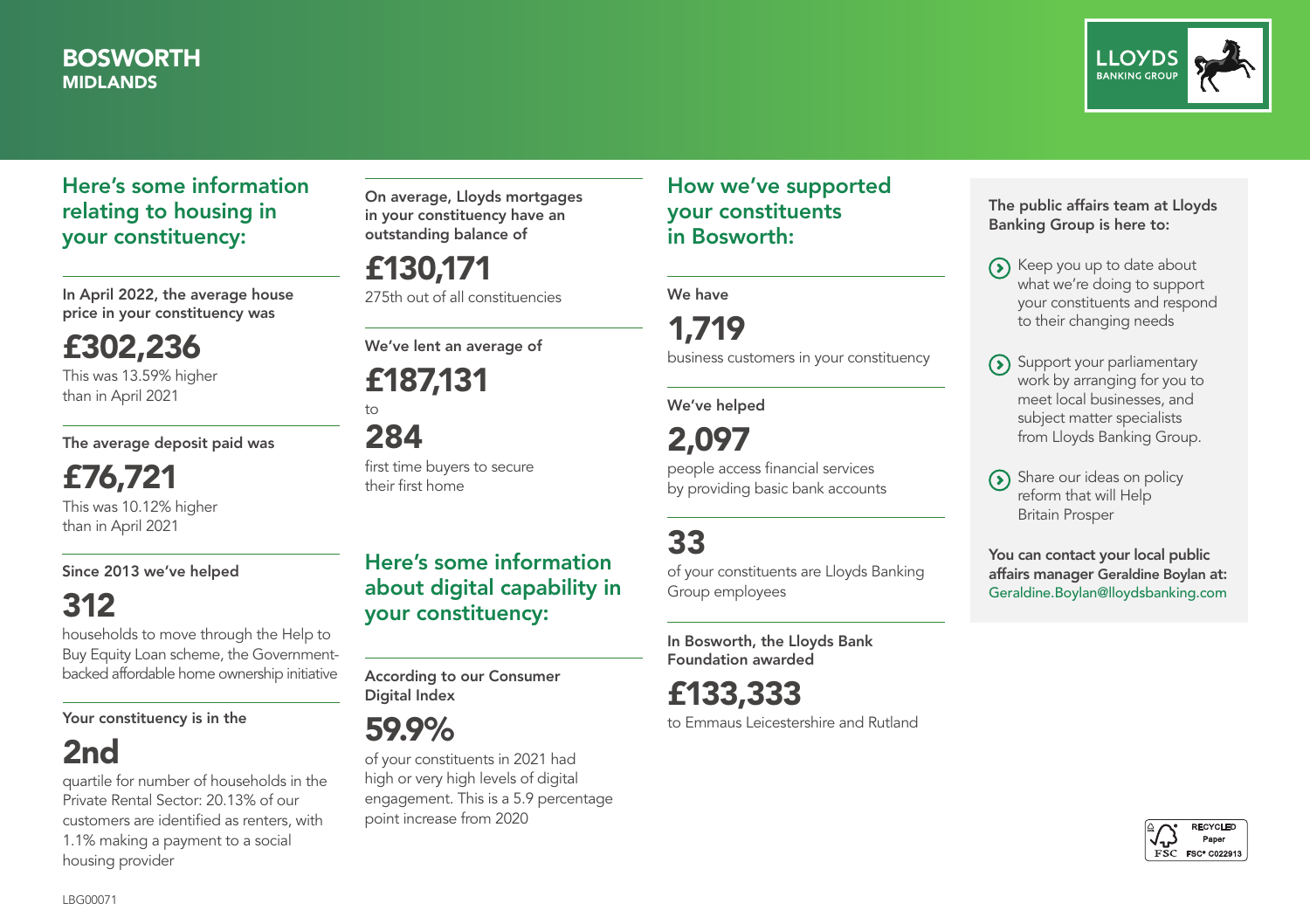# BOSWORTH
MIDLANDS

LLOYDS BANKING GROUP

## Here's some information relating to housing in your constituency:

**In April 2022, the average house price in your constituency was**

**£302,236**

This was 13.59% higher than in April 2021

**The average deposit paid was**

**£76,721**

This was 10.12% higher than in April 2021

**Since 2013 we've helped**

**312**

households to move through the Help to Buy Equity Loan scheme, the Government-backed affordable home ownership initiative

**Your constituency is in the**

**2nd**

quartile for number of households in the Private Rental Sector: 20.13% of our customers are identified as renters, with 1.1% making a payment to a social housing provider

**On average, Lloyds mortgages in your constituency have an outstanding balance of**

**£130,171**

275th out of all constituencies

**We've lent an average of**

**£187,131**

to

**284**

first time buyers to secure their first home

## Here's some information about digital capability in your constituency:

**According to our Consumer Digital Index**

**59.9%**

of your constituents in 2021 had high or very high levels of digital engagement. This is a 5.9 percentage point increase from 2020

## How we've supported your constituents in Bosworth:

**We have**

**1,719**

business customers in your constituency

**We've helped**

**2,097**

people access financial services by providing basic bank accounts

**33**

of your constituents are Lloyds Banking Group employees

**In Bosworth, the Lloyds Bank Foundation awarded**

**£133,333**

to Emmaus Leicestershire and Rutland

**The public affairs team at Lloyds Banking Group is here to:**

- Keep you up to date about what we're doing to support your constituents and respond to their changing needs
- Support your parliamentary work by arranging for you to meet local businesses, and subject matter specialists from Lloyds Banking Group.
- Share our ideas on policy reform that will Help Britain Prosper

**You can contact your local public affairs manager Geraldine Boylan at:**
Geraldine.Boylan@lloydsbanking.com

RECYCLED Paper FSC FSC® C022913

LBG00071